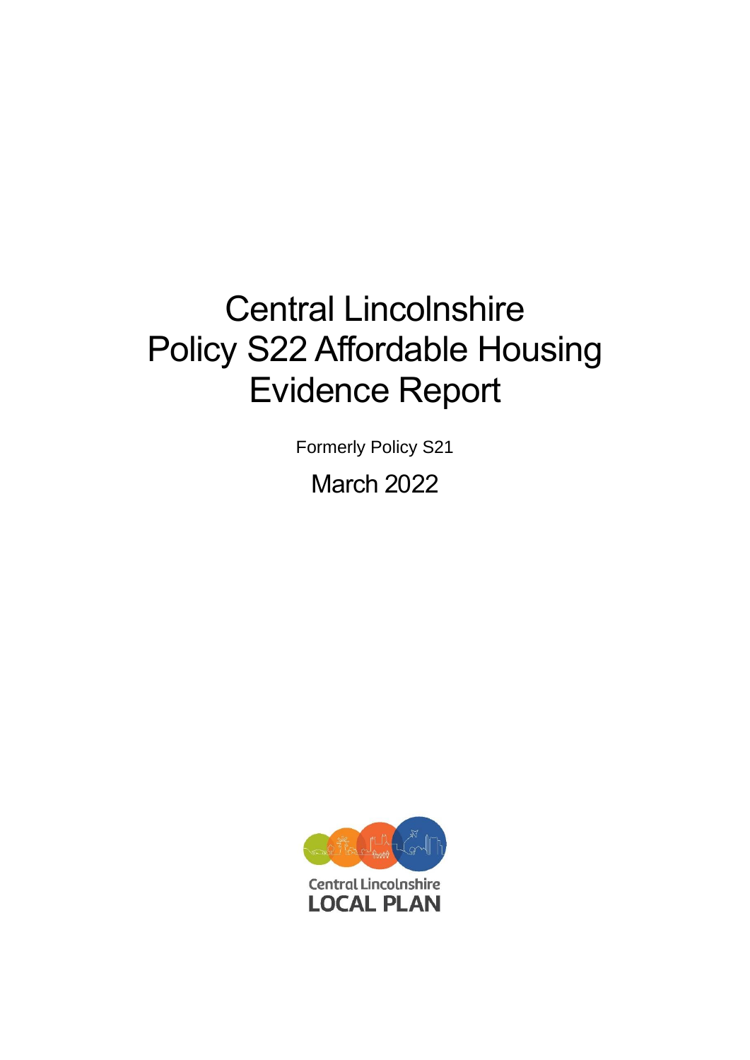# Central Lincolnshire Policy S22 Affordable Housing Evidence Report

Formerly Policy S21

March 2022

Central Lincolnshire
LOCAL PLAN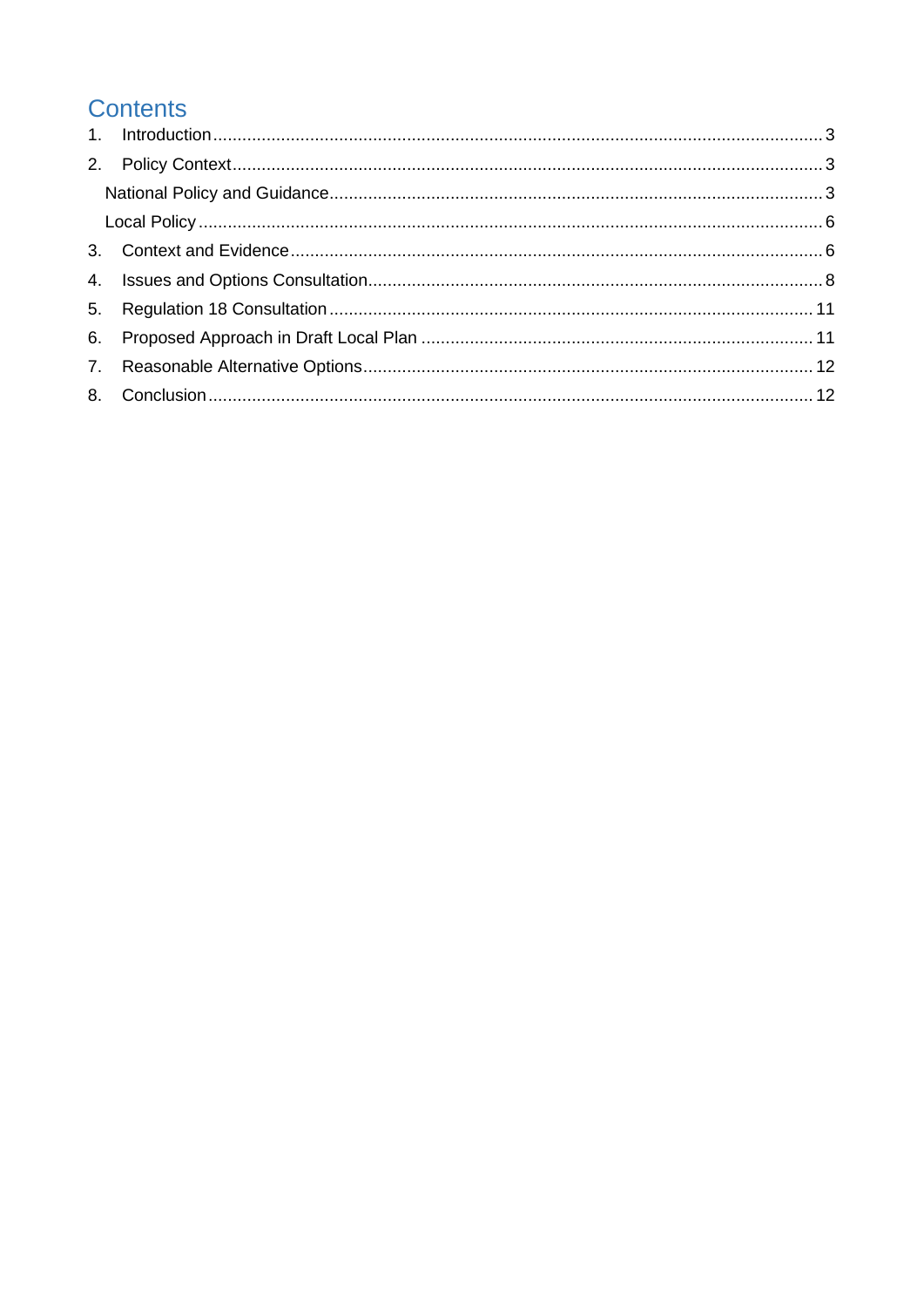# Contents

1. Introduction ..... 3
2. Policy Context ..... 3
   - National Policy and Guidance ..... 3
   - Local Policy ..... 6
3. Context and Evidence ..... 6
4. Issues and Options Consultation ..... 8
5. Regulation 18 Consultation ..... 11
6. Proposed Approach in Draft Local Plan ..... 11
7. Reasonable Alternative Options ..... 12
8. Conclusion ..... 12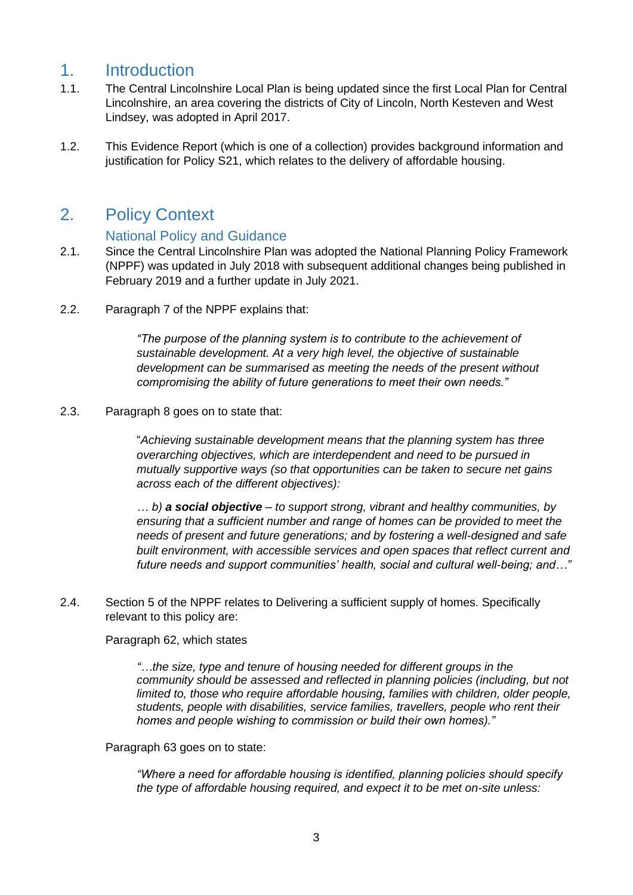# 1. Introduction

1.1. The Central Lincolnshire Local Plan is being updated since the first Local Plan for Central Lincolnshire, an area covering the districts of City of Lincoln, North Kesteven and West Lindsey, was adopted in April 2017.

1.2. This Evidence Report (which is one of a collection) provides background information and justification for Policy S21, which relates to the delivery of affordable housing.

# 2. Policy Context

## National Policy and Guidance

2.1. Since the Central Lincolnshire Plan was adopted the National Planning Policy Framework (NPPF) was updated in July 2018 with subsequent additional changes being published in February 2019 and a further update in July 2021.

2.2. Paragraph 7 of the NPPF explains that:

> *"The purpose of the planning system is to contribute to the achievement of sustainable development. At a very high level, the objective of sustainable development can be summarised as meeting the needs of the present without compromising the ability of future generations to meet their own needs."*

2.3. Paragraph 8 goes on to state that:

> "*Achieving sustainable development means that the planning system has three overarching objectives, which are interdependent and need to be pursued in mutually supportive ways (so that opportunities can be taken to secure net gains across each of the different objectives):*
>
> *… b)* ***a social objective*** *– to support strong, vibrant and healthy communities, by ensuring that a sufficient number and range of homes can be provided to meet the needs of present and future generations; and by fostering a well-designed and safe built environment, with accessible services and open spaces that reflect current and future needs and support communities' health, social and cultural well-being; and…"*

2.4. Section 5 of the NPPF relates to Delivering a sufficient supply of homes. Specifically relevant to this policy are:

Paragraph 62, which states

> *"…the size, type and tenure of housing needed for different groups in the community should be assessed and reflected in planning policies (including, but not limited to, those who require affordable housing, families with children, older people, students, people with disabilities, service families, travellers, people who rent their homes and people wishing to commission or build their own homes)."*

Paragraph 63 goes on to state:

> *"Where a need for affordable housing is identified, planning policies should specify the type of affordable housing required, and expect it to be met on-site unless:*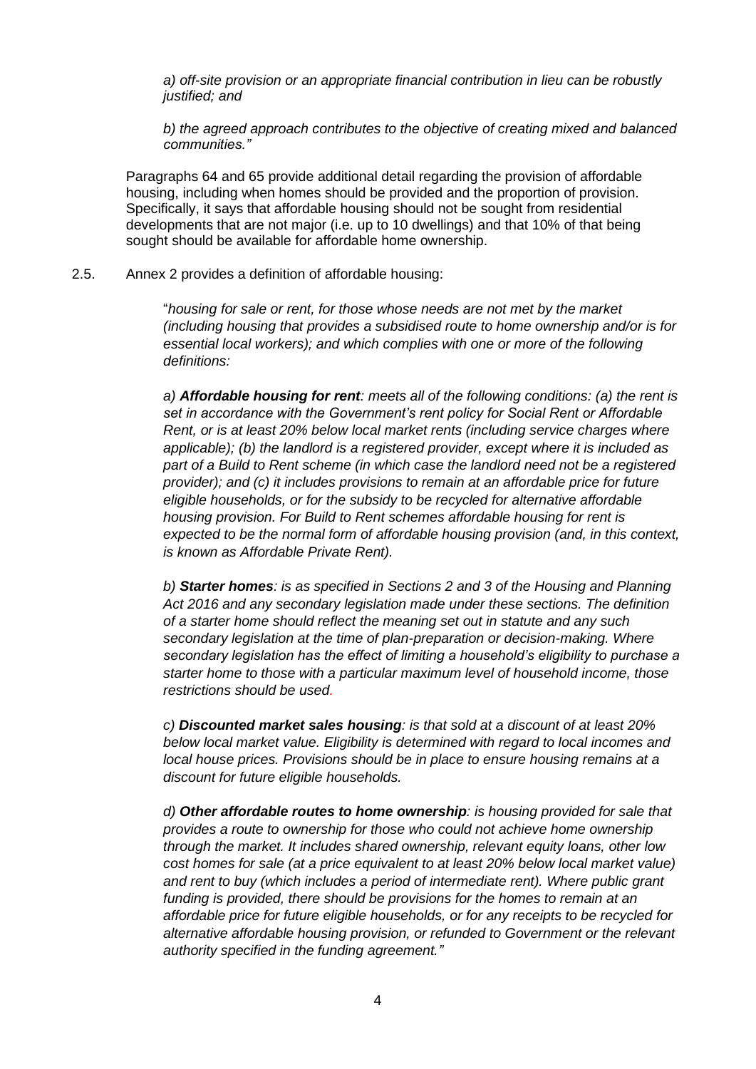*a) off-site provision or an appropriate financial contribution in lieu can be robustly justified; and*

*b) the agreed approach contributes to the objective of creating mixed and balanced communities."*

Paragraphs 64 and 65 provide additional detail regarding the provision of affordable housing, including when homes should be provided and the proportion of provision. Specifically, it says that affordable housing should not be sought from residential developments that are not major (i.e. up to 10 dwellings) and that 10% of that being sought should be available for affordable home ownership.

2.5. Annex 2 provides a definition of affordable housing:

"*housing for sale or rent, for those whose needs are not met by the market (including housing that provides a subsidised route to home ownership and/or is for essential local workers); and which complies with one or more of the following definitions:*

*a)* ***Affordable housing for rent****: meets all of the following conditions: (a) the rent is set in accordance with the Government's rent policy for Social Rent or Affordable Rent, or is at least 20% below local market rents (including service charges where applicable); (b) the landlord is a registered provider, except where it is included as part of a Build to Rent scheme (in which case the landlord need not be a registered provider); and (c) it includes provisions to remain at an affordable price for future eligible households, or for the subsidy to be recycled for alternative affordable housing provision. For Build to Rent schemes affordable housing for rent is expected to be the normal form of affordable housing provision (and, in this context, is known as Affordable Private Rent).*

*b)* ***Starter homes****: is as specified in Sections 2 and 3 of the Housing and Planning Act 2016 and any secondary legislation made under these sections. The definition of a starter home should reflect the meaning set out in statute and any such secondary legislation at the time of plan-preparation or decision-making. Where secondary legislation has the effect of limiting a household's eligibility to purchase a starter home to those with a particular maximum level of household income, those restrictions should be used.*

*c)* ***Discounted market sales housing****: is that sold at a discount of at least 20% below local market value. Eligibility is determined with regard to local incomes and local house prices. Provisions should be in place to ensure housing remains at a discount for future eligible households.*

*d)* ***Other affordable routes to home ownership****: is housing provided for sale that provides a route to ownership for those who could not achieve home ownership through the market. It includes shared ownership, relevant equity loans, other low cost homes for sale (at a price equivalent to at least 20% below local market value) and rent to buy (which includes a period of intermediate rent). Where public grant funding is provided, there should be provisions for the homes to remain at an affordable price for future eligible households, or for any receipts to be recycled for alternative affordable housing provision, or refunded to Government or the relevant authority specified in the funding agreement."*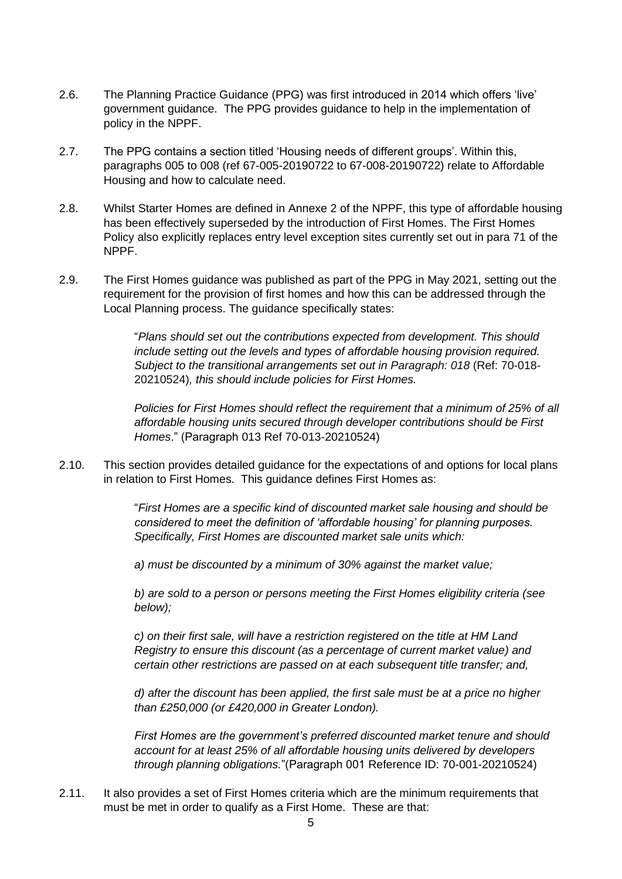2.6. The Planning Practice Guidance (PPG) was first introduced in 2014 which offers 'live' government guidance. The PPG provides guidance to help in the implementation of policy in the NPPF.

2.7. The PPG contains a section titled 'Housing needs of different groups'. Within this, paragraphs 005 to 008 (ref 67-005-20190722 to 67-008-20190722) relate to Affordable Housing and how to calculate need.

2.8. Whilst Starter Homes are defined in Annexe 2 of the NPPF, this type of affordable housing has been effectively superseded by the introduction of First Homes. The First Homes Policy also explicitly replaces entry level exception sites currently set out in para 71 of the NPPF.

2.9. The First Homes guidance was published as part of the PPG in May 2021, setting out the requirement for the provision of first homes and how this can be addressed through the Local Planning process. The guidance specifically states:

> "*Plans should set out the contributions expected from development. This should include setting out the levels and types of affordable housing provision required. Subject to the transitional arrangements set out in Paragraph: 018* (Ref: 70-018-20210524)*, this should include policies for First Homes.*
>
> *Policies for First Homes should reflect the requirement that a minimum of 25% of all affordable housing units secured through developer contributions should be First Homes*." (Paragraph 013 Ref 70-013-20210524)

2.10. This section provides detailed guidance for the expectations of and options for local plans in relation to First Homes. This guidance defines First Homes as:

> "*First Homes are a specific kind of discounted market sale housing and should be considered to meet the definition of 'affordable housing' for planning purposes. Specifically, First Homes are discounted market sale units which:*
>
> *a) must be discounted by a minimum of 30% against the market value;*
>
> *b) are sold to a person or persons meeting the First Homes eligibility criteria (see below);*
>
> *c) on their first sale, will have a restriction registered on the title at HM Land Registry to ensure this discount (as a percentage of current market value) and certain other restrictions are passed on at each subsequent title transfer; and,*
>
> *d) after the discount has been applied, the first sale must be at a price no higher than £250,000 (or £420,000 in Greater London).*
>
> *First Homes are the government's preferred discounted market tenure and should account for at least 25% of all affordable housing units delivered by developers through planning obligations.*"(Paragraph 001 Reference ID: 70-001-20210524)

2.11. It also provides a set of First Homes criteria which are the minimum requirements that must be met in order to qualify as a First Home. These are that: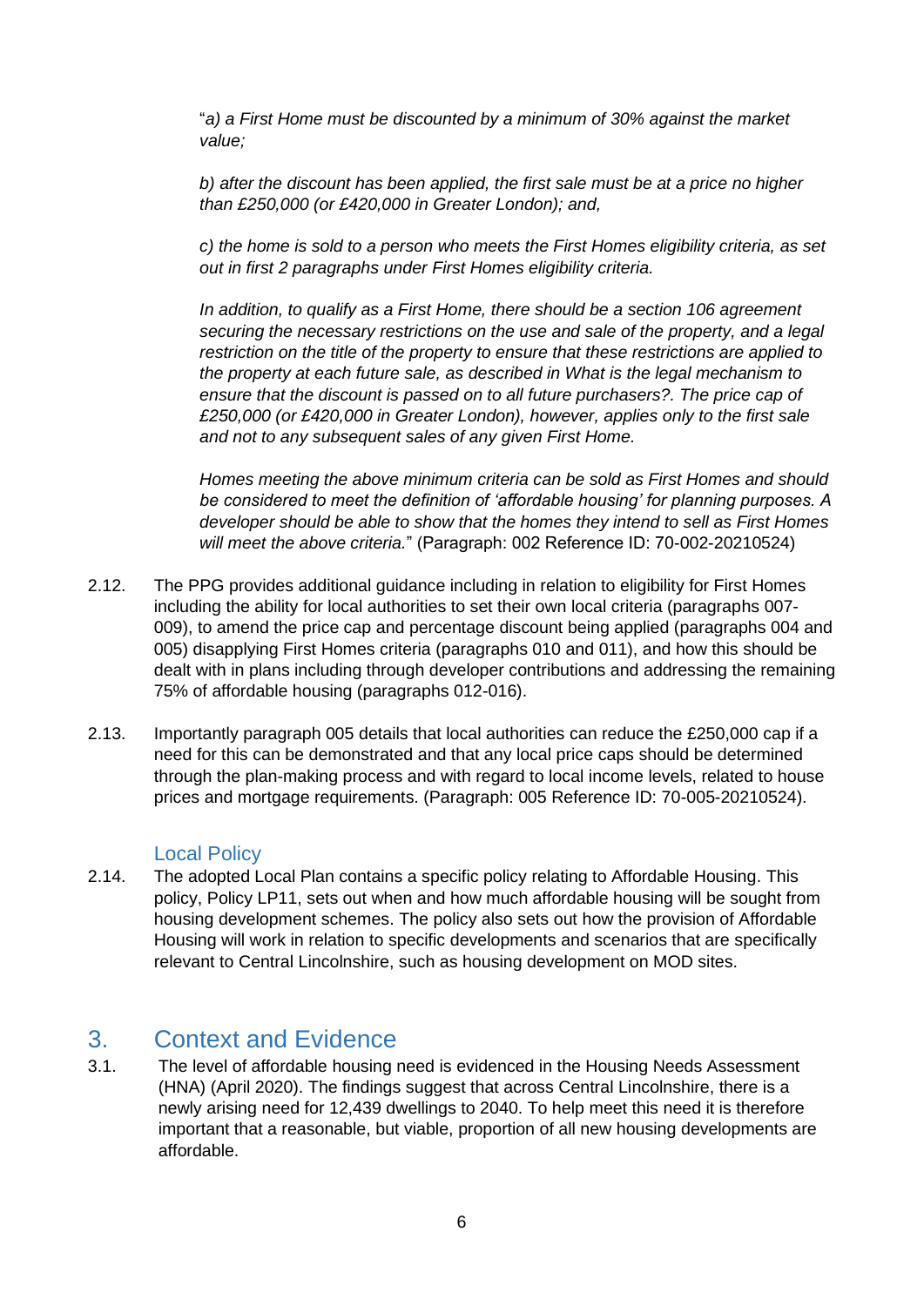"*a) a First Home must be discounted by a minimum of 30% against the market value;*

*b) after the discount has been applied, the first sale must be at a price no higher than £250,000 (or £420,000 in Greater London); and,*

*c) the home is sold to a person who meets the First Homes eligibility criteria, as set out in first 2 paragraphs under First Homes eligibility criteria.*

*In addition, to qualify as a First Home, there should be a section 106 agreement securing the necessary restrictions on the use and sale of the property, and a legal restriction on the title of the property to ensure that these restrictions are applied to the property at each future sale, as described in What is the legal mechanism to ensure that the discount is passed on to all future purchasers?. The price cap of £250,000 (or £420,000 in Greater London), however, applies only to the first sale and not to any subsequent sales of any given First Home.*

*Homes meeting the above minimum criteria can be sold as First Homes and should be considered to meet the definition of 'affordable housing' for planning purposes. A developer should be able to show that the homes they intend to sell as First Homes will meet the above criteria.*" (Paragraph: 002 Reference ID: 70-002-20210524)

2.12. The PPG provides additional guidance including in relation to eligibility for First Homes including the ability for local authorities to set their own local criteria (paragraphs 007-009), to amend the price cap and percentage discount being applied (paragraphs 004 and 005) disapplying First Homes criteria (paragraphs 010 and 011), and how this should be dealt with in plans including through developer contributions and addressing the remaining 75% of affordable housing (paragraphs 012-016).

2.13. Importantly paragraph 005 details that local authorities can reduce the £250,000 cap if a need for this can be demonstrated and that any local price caps should be determined through the plan-making process and with regard to local income levels, related to house prices and mortgage requirements. (Paragraph: 005 Reference ID: 70-005-20210524).

### Local Policy

2.14. The adopted Local Plan contains a specific policy relating to Affordable Housing. This policy, Policy LP11, sets out when and how much affordable housing will be sought from housing development schemes. The policy also sets out how the provision of Affordable Housing will work in relation to specific developments and scenarios that are specifically relevant to Central Lincolnshire, such as housing development on MOD sites.

## 3. Context and Evidence

3.1. The level of affordable housing need is evidenced in the Housing Needs Assessment (HNA) (April 2020). The findings suggest that across Central Lincolnshire, there is a newly arising need for 12,439 dwellings to 2040. To help meet this need it is therefore important that a reasonable, but viable, proportion of all new housing developments are affordable.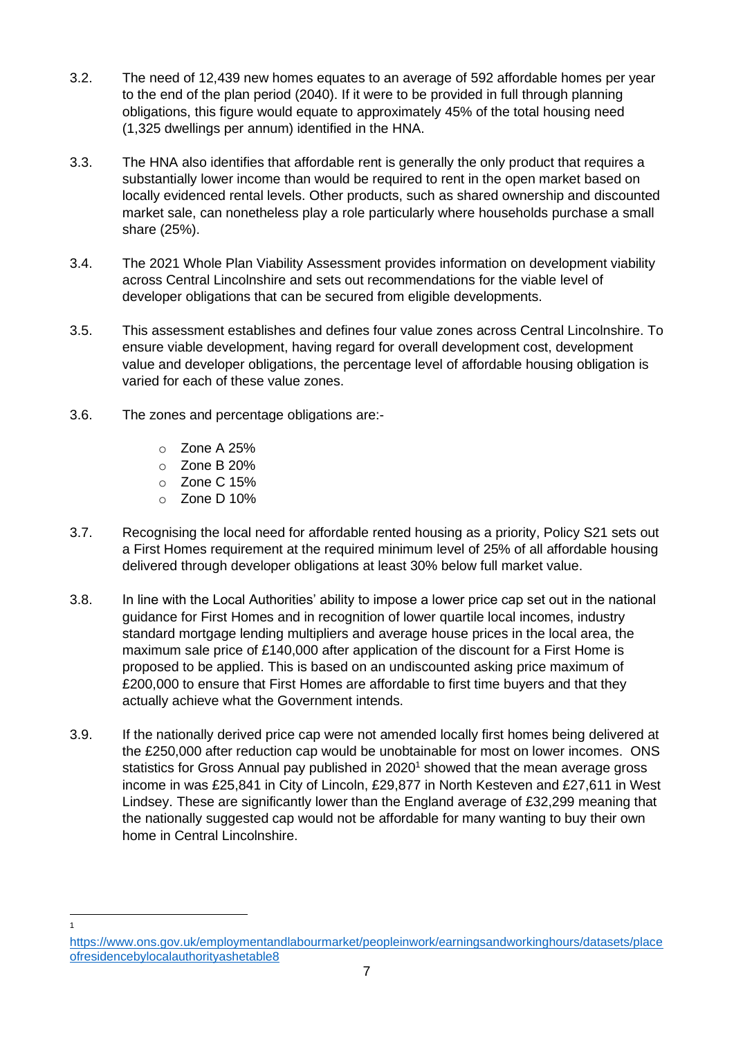3.2. The need of 12,439 new homes equates to an average of 592 affordable homes per year to the end of the plan period (2040). If it were to be provided in full through planning obligations, this figure would equate to approximately 45% of the total housing need (1,325 dwellings per annum) identified in the HNA.

3.3. The HNA also identifies that affordable rent is generally the only product that requires a substantially lower income than would be required to rent in the open market based on locally evidenced rental levels. Other products, such as shared ownership and discounted market sale, can nonetheless play a role particularly where households purchase a small share (25%).

3.4. The 2021 Whole Plan Viability Assessment provides information on development viability across Central Lincolnshire and sets out recommendations for the viable level of developer obligations that can be secured from eligible developments.

3.5. This assessment establishes and defines four value zones across Central Lincolnshire. To ensure viable development, having regard for overall development cost, development value and developer obligations, the percentage level of affordable housing obligation is varied for each of these value zones.

3.6. The zones and percentage obligations are:-

- Zone A 25%
- Zone B 20%
- Zone C 15%
- Zone D 10%

3.7. Recognising the local need for affordable rented housing as a priority, Policy S21 sets out a First Homes requirement at the required minimum level of 25% of all affordable housing delivered through developer obligations at least 30% below full market value.

3.8. In line with the Local Authorities' ability to impose a lower price cap set out in the national guidance for First Homes and in recognition of lower quartile local incomes, industry standard mortgage lending multipliers and average house prices in the local area, the maximum sale price of £140,000 after application of the discount for a First Home is proposed to be applied. This is based on an undiscounted asking price maximum of £200,000 to ensure that First Homes are affordable to first time buyers and that they actually achieve what the Government intends.

3.9. If the nationally derived price cap were not amended locally first homes being delivered at the £250,000 after reduction cap would be unobtainable for most on lower incomes. ONS statistics for Gross Annual pay published in 2020[1] showed that the mean average gross income in was £25,841 in City of Lincoln, £29,877 in North Kesteven and £27,611 in West Lindsey. These are significantly lower than the England average of £32,299 meaning that the nationally suggested cap would not be affordable for many wanting to buy their own home in Central Lincolnshire.

---

[1] https://www.ons.gov.uk/employmentandlabourmarket/peopleinwork/earningsandworkinghours/datasets/placeofresidencebylocalauthorityashetable8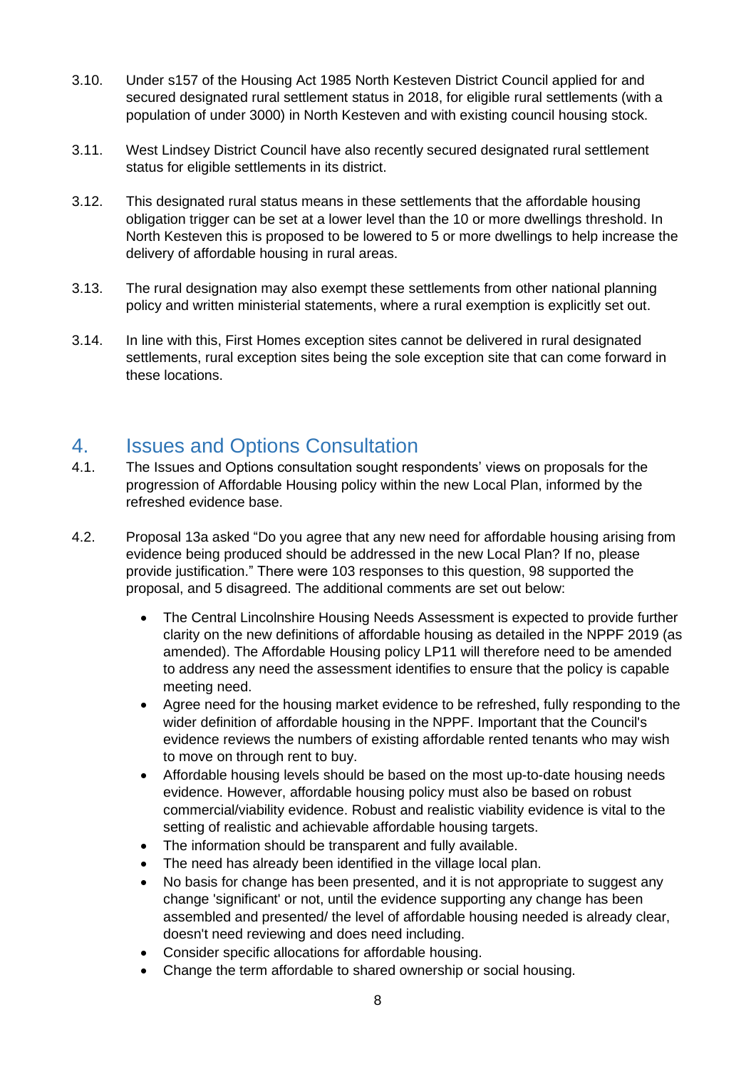3.10. Under s157 of the Housing Act 1985 North Kesteven District Council applied for and secured designated rural settlement status in 2018, for eligible rural settlements (with a population of under 3000) in North Kesteven and with existing council housing stock.

3.11. West Lindsey District Council have also recently secured designated rural settlement status for eligible settlements in its district.

3.12. This designated rural status means in these settlements that the affordable housing obligation trigger can be set at a lower level than the 10 or more dwellings threshold. In North Kesteven this is proposed to be lowered to 5 or more dwellings to help increase the delivery of affordable housing in rural areas.

3.13. The rural designation may also exempt these settlements from other national planning policy and written ministerial statements, where a rural exemption is explicitly set out.

3.14. In line with this, First Homes exception sites cannot be delivered in rural designated settlements, rural exception sites being the sole exception site that can come forward in these locations.

## 4. Issues and Options Consultation

4.1. The Issues and Options consultation sought respondents' views on proposals for the progression of Affordable Housing policy within the new Local Plan, informed by the refreshed evidence base.

4.2. Proposal 13a asked "Do you agree that any new need for affordable housing arising from evidence being produced should be addressed in the new Local Plan? If no, please provide justification." There were 103 responses to this question, 98 supported the proposal, and 5 disagreed. The additional comments are set out below:

- The Central Lincolnshire Housing Needs Assessment is expected to provide further clarity on the new definitions of affordable housing as detailed in the NPPF 2019 (as amended). The Affordable Housing policy LP11 will therefore need to be amended to address any need the assessment identifies to ensure that the policy is capable meeting need.
- Agree need for the housing market evidence to be refreshed, fully responding to the wider definition of affordable housing in the NPPF. Important that the Council's evidence reviews the numbers of existing affordable rented tenants who may wish to move on through rent to buy.
- Affordable housing levels should be based on the most up-to-date housing needs evidence. However, affordable housing policy must also be based on robust commercial/viability evidence. Robust and realistic viability evidence is vital to the setting of realistic and achievable affordable housing targets.
- The information should be transparent and fully available.
- The need has already been identified in the village local plan.
- No basis for change has been presented, and it is not appropriate to suggest any change 'significant' or not, until the evidence supporting any change has been assembled and presented/ the level of affordable housing needed is already clear, doesn't need reviewing and does need including.
- Consider specific allocations for affordable housing.
- Change the term affordable to shared ownership or social housing.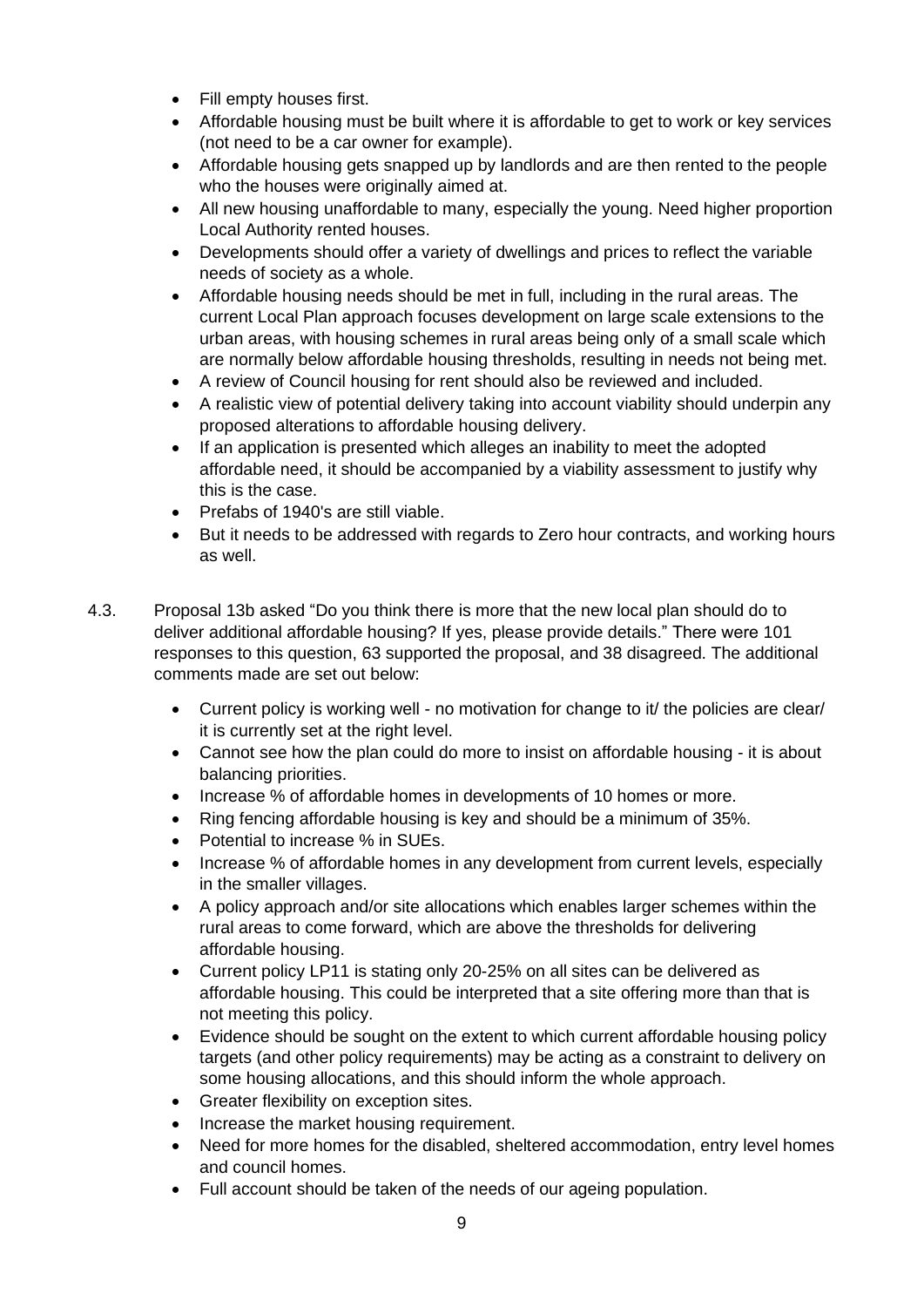- Fill empty houses first.
- Affordable housing must be built where it is affordable to get to work or key services (not need to be a car owner for example).
- Affordable housing gets snapped up by landlords and are then rented to the people who the houses were originally aimed at.
- All new housing unaffordable to many, especially the young. Need higher proportion Local Authority rented houses.
- Developments should offer a variety of dwellings and prices to reflect the variable needs of society as a whole.
- Affordable housing needs should be met in full, including in the rural areas. The current Local Plan approach focuses development on large scale extensions to the urban areas, with housing schemes in rural areas being only of a small scale which are normally below affordable housing thresholds, resulting in needs not being met.
- A review of Council housing for rent should also be reviewed and included.
- A realistic view of potential delivery taking into account viability should underpin any proposed alterations to affordable housing delivery.
- If an application is presented which alleges an inability to meet the adopted affordable need, it should be accompanied by a viability assessment to justify why this is the case.
- Prefabs of 1940's are still viable.
- But it needs to be addressed with regards to Zero hour contracts, and working hours as well.

4.3. Proposal 13b asked "Do you think there is more that the new local plan should do to deliver additional affordable housing? If yes, please provide details." There were 101 responses to this question, 63 supported the proposal, and 38 disagreed. The additional comments made are set out below:

- Current policy is working well - no motivation for change to it/ the policies are clear/ it is currently set at the right level.
- Cannot see how the plan could do more to insist on affordable housing - it is about balancing priorities.
- Increase % of affordable homes in developments of 10 homes or more.
- Ring fencing affordable housing is key and should be a minimum of 35%.
- Potential to increase % in SUEs.
- Increase % of affordable homes in any development from current levels, especially in the smaller villages.
- A policy approach and/or site allocations which enables larger schemes within the rural areas to come forward, which are above the thresholds for delivering affordable housing.
- Current policy LP11 is stating only 20-25% on all sites can be delivered as affordable housing. This could be interpreted that a site offering more than that is not meeting this policy.
- Evidence should be sought on the extent to which current affordable housing policy targets (and other policy requirements) may be acting as a constraint to delivery on some housing allocations, and this should inform the whole approach.
- Greater flexibility on exception sites.
- Increase the market housing requirement.
- Need for more homes for the disabled, sheltered accommodation, entry level homes and council homes.
- Full account should be taken of the needs of our ageing population.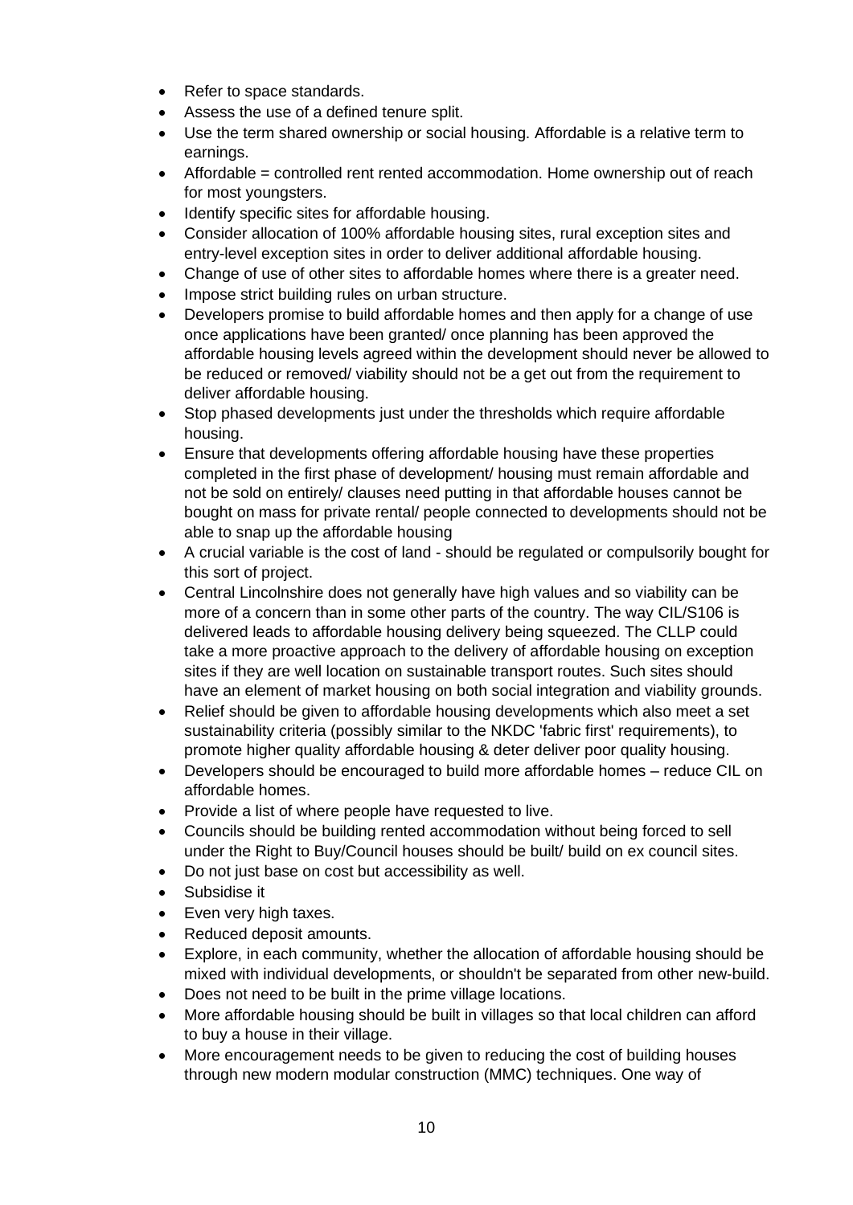- Refer to space standards.
- Assess the use of a defined tenure split.
- Use the term shared ownership or social housing. Affordable is a relative term to earnings.
- Affordable = controlled rent rented accommodation. Home ownership out of reach for most youngsters.
- Identify specific sites for affordable housing.
- Consider allocation of 100% affordable housing sites, rural exception sites and entry-level exception sites in order to deliver additional affordable housing.
- Change of use of other sites to affordable homes where there is a greater need.
- Impose strict building rules on urban structure.
- Developers promise to build affordable homes and then apply for a change of use once applications have been granted/ once planning has been approved the affordable housing levels agreed within the development should never be allowed to be reduced or removed/ viability should not be a get out from the requirement to deliver affordable housing.
- Stop phased developments just under the thresholds which require affordable housing.
- Ensure that developments offering affordable housing have these properties completed in the first phase of development/ housing must remain affordable and not be sold on entirely/ clauses need putting in that affordable houses cannot be bought on mass for private rental/ people connected to developments should not be able to snap up the affordable housing
- A crucial variable is the cost of land - should be regulated or compulsorily bought for this sort of project.
- Central Lincolnshire does not generally have high values and so viability can be more of a concern than in some other parts of the country. The way CIL/S106 is delivered leads to affordable housing delivery being squeezed. The CLLP could take a more proactive approach to the delivery of affordable housing on exception sites if they are well location on sustainable transport routes. Such sites should have an element of market housing on both social integration and viability grounds.
- Relief should be given to affordable housing developments which also meet a set sustainability criteria (possibly similar to the NKDC 'fabric first' requirements), to promote higher quality affordable housing & deter deliver poor quality housing.
- Developers should be encouraged to build more affordable homes – reduce CIL on affordable homes.
- Provide a list of where people have requested to live.
- Councils should be building rented accommodation without being forced to sell under the Right to Buy/Council houses should be built/ build on ex council sites.
- Do not just base on cost but accessibility as well.
- Subsidise it
- Even very high taxes.
- Reduced deposit amounts.
- Explore, in each community, whether the allocation of affordable housing should be mixed with individual developments, or shouldn't be separated from other new-build.
- Does not need to be built in the prime village locations.
- More affordable housing should be built in villages so that local children can afford to buy a house in their village.
- More encouragement needs to be given to reducing the cost of building houses through new modern modular construction (MMC) techniques. One way of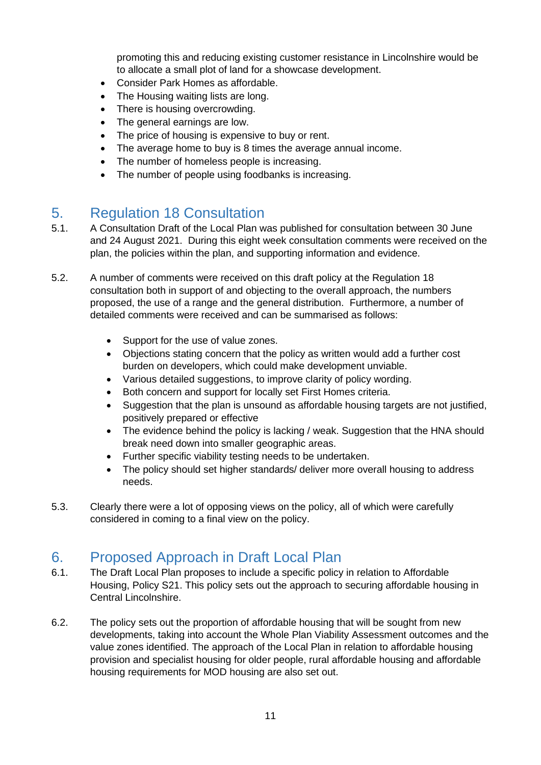promoting this and reducing existing customer resistance in Lincolnshire would be to allocate a small plot of land for a showcase development.

- Consider Park Homes as affordable.
- The Housing waiting lists are long.
- There is housing overcrowding.
- The general earnings are low.
- The price of housing is expensive to buy or rent.
- The average home to buy is 8 times the average annual income.
- The number of homeless people is increasing.
- The number of people using foodbanks is increasing.

## 5. Regulation 18 Consultation

5.1. A Consultation Draft of the Local Plan was published for consultation between 30 June and 24 August 2021. During this eight week consultation comments were received on the plan, the policies within the plan, and supporting information and evidence.

5.2. A number of comments were received on this draft policy at the Regulation 18 consultation both in support of and objecting to the overall approach, the numbers proposed, the use of a range and the general distribution. Furthermore, a number of detailed comments were received and can be summarised as follows:

- Support for the use of value zones.
- Objections stating concern that the policy as written would add a further cost burden on developers, which could make development unviable.
- Various detailed suggestions, to improve clarity of policy wording.
- Both concern and support for locally set First Homes criteria.
- Suggestion that the plan is unsound as affordable housing targets are not justified, positively prepared or effective
- The evidence behind the policy is lacking / weak. Suggestion that the HNA should break need down into smaller geographic areas.
- Further specific viability testing needs to be undertaken.
- The policy should set higher standards/ deliver more overall housing to address needs.

5.3. Clearly there were a lot of opposing views on the policy, all of which were carefully considered in coming to a final view on the policy.

## 6. Proposed Approach in Draft Local Plan

6.1. The Draft Local Plan proposes to include a specific policy in relation to Affordable Housing, Policy S21. This policy sets out the approach to securing affordable housing in Central Lincolnshire.

6.2. The policy sets out the proportion of affordable housing that will be sought from new developments, taking into account the Whole Plan Viability Assessment outcomes and the value zones identified. The approach of the Local Plan in relation to affordable housing provision and specialist housing for older people, rural affordable housing and affordable housing requirements for MOD housing are also set out.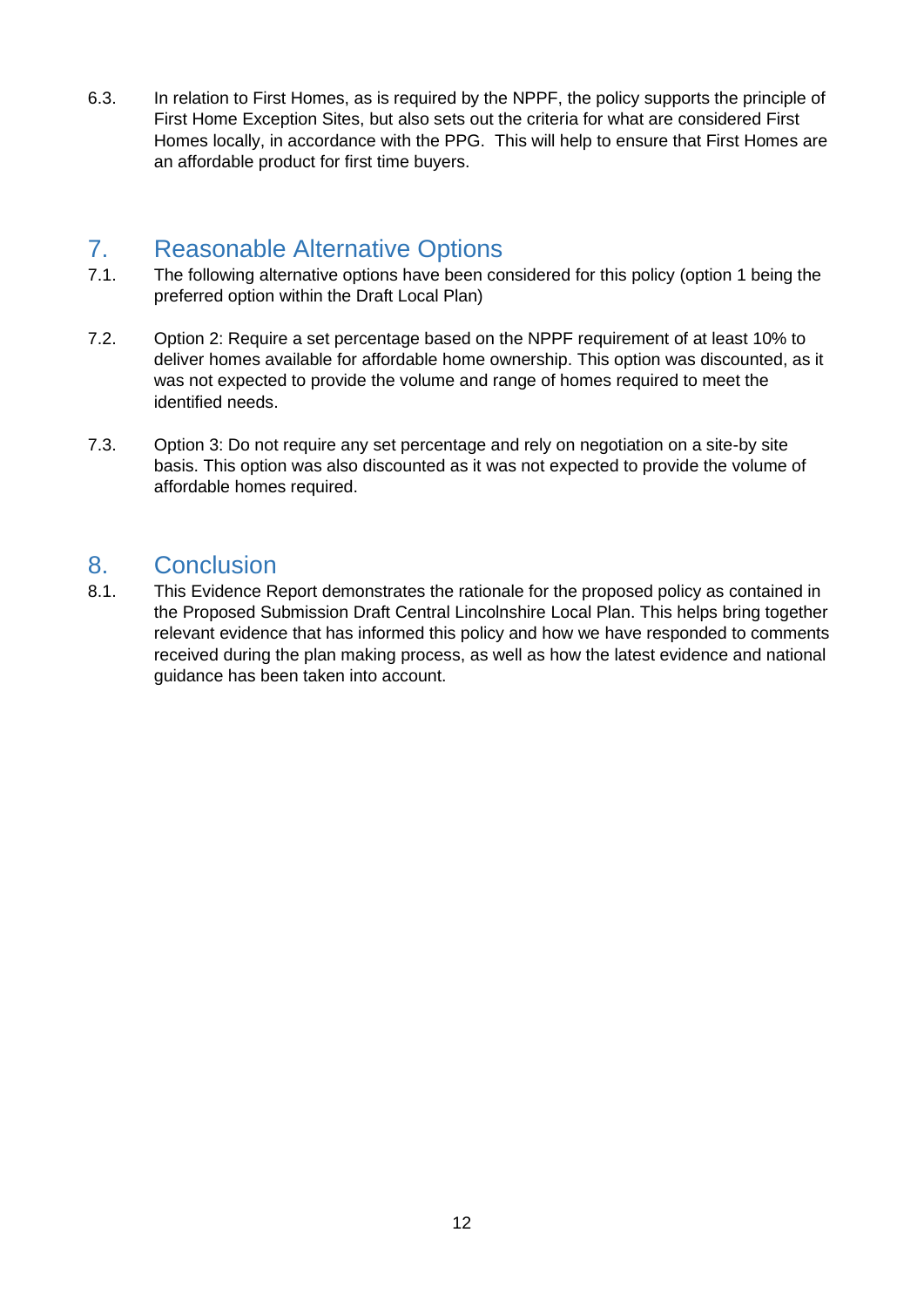6.3. In relation to First Homes, as is required by the NPPF, the policy supports the principle of First Home Exception Sites, but also sets out the criteria for what are considered First Homes locally, in accordance with the PPG. This will help to ensure that First Homes are an affordable product for first time buyers.

## 7. Reasonable Alternative Options

7.1. The following alternative options have been considered for this policy (option 1 being the preferred option within the Draft Local Plan)

7.2. Option 2: Require a set percentage based on the NPPF requirement of at least 10% to deliver homes available for affordable home ownership. This option was discounted, as it was not expected to provide the volume and range of homes required to meet the identified needs.

7.3. Option 3: Do not require any set percentage and rely on negotiation on a site-by site basis. This option was also discounted as it was not expected to provide the volume of affordable homes required.

## 8. Conclusion

8.1. This Evidence Report demonstrates the rationale for the proposed policy as contained in the Proposed Submission Draft Central Lincolnshire Local Plan. This helps bring together relevant evidence that has informed this policy and how we have responded to comments received during the plan making process, as well as how the latest evidence and national guidance has been taken into account.